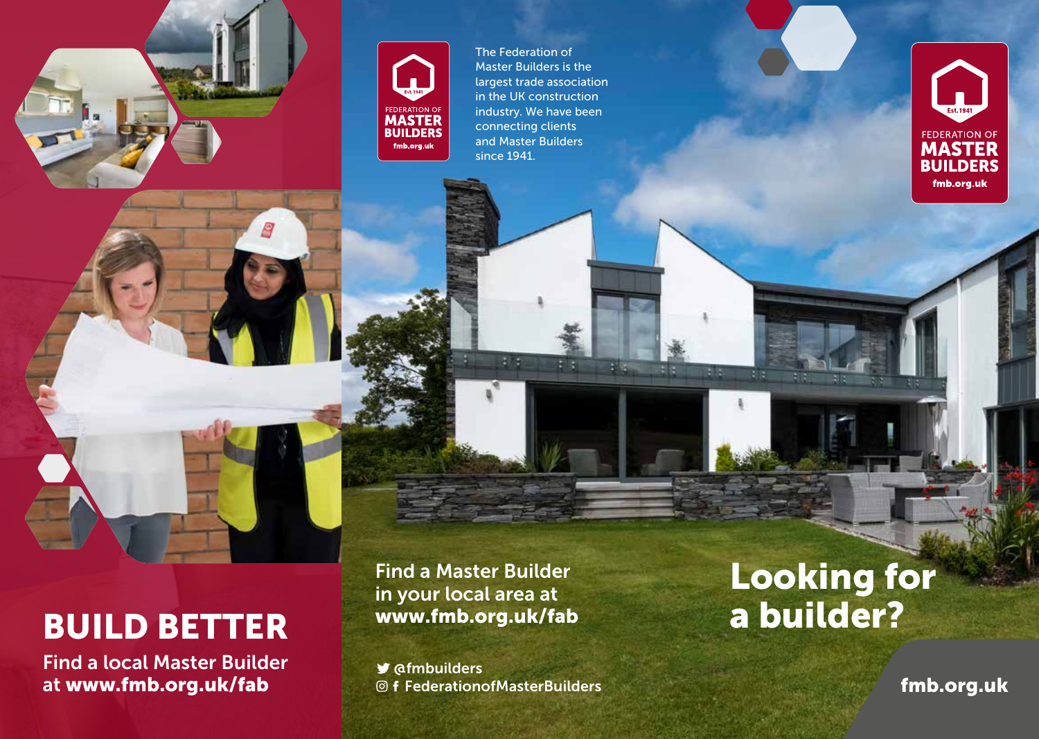# BUILD BETTER

Find a local Master Builder at **www.fmb.org.uk/fab**

FEDERATION OF **MASTER BUILDERS**
Est. 1941
fmb.org.uk

The Federation of Master Builders is the largest trade association in the UK construction industry. We have been connecting clients and Master Builders since 1941.

Find a Master Builder in your local area at **www.fmb.org.uk/fab**

@fmbuilders
FederationofMasterBuilders

FEDERATION OF **MASTER BUILDERS**
Est. 1941
fmb.org.uk

# Looking for a builder?

**fmb.org.uk**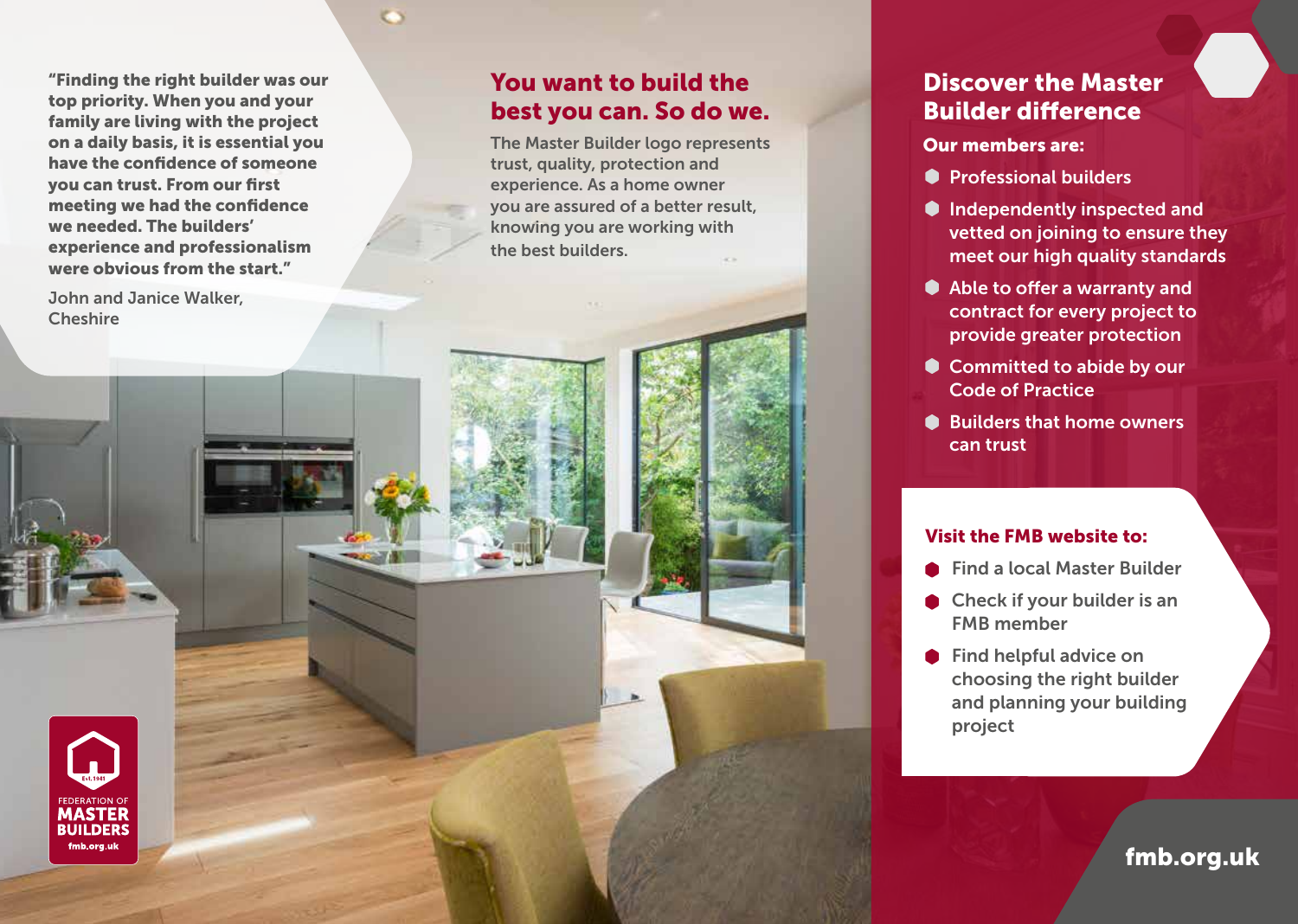**"Finding the right builder was our top priority. When you and your family are living with the project on a daily basis, it is essential you have the confidence of someone you can trust. From our first meeting we had the confidence we needed. The builders' experience and professionalism were obvious from the start."**

John and Janice Walker, Cheshire

## You want to build the best you can. So do we.

The Master Builder logo represents trust, quality, protection and experience. As a home owner you are assured of a better result, knowing you are working with the best builders.

## Discover the Master Builder difference

**Our members are:**

- Professional builders
- Independently inspected and vetted on joining to ensure they meet our high quality standards
- Able to offer a warranty and contract for every project to provide greater protection
- Committed to abide by our Code of Practice
- Builders that home owners can trust

### Visit the FMB website to:

- Find a local Master Builder
- Check if your builder is an FMB member
- Find helpful advice on choosing the right builder and planning your building project

Est. 1941
FEDERATION OF MASTER BUILDERS
fmb.org.uk

**fmb.org.uk**